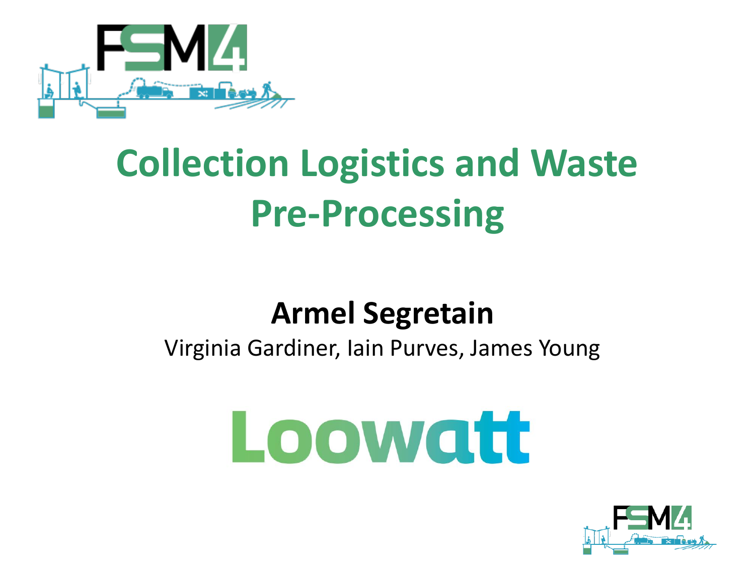# Collection Logistics and Waste Pre-Processing

**Armel Segretain**

Virginia Gardiner, Iain Purves, James Young

Loowatt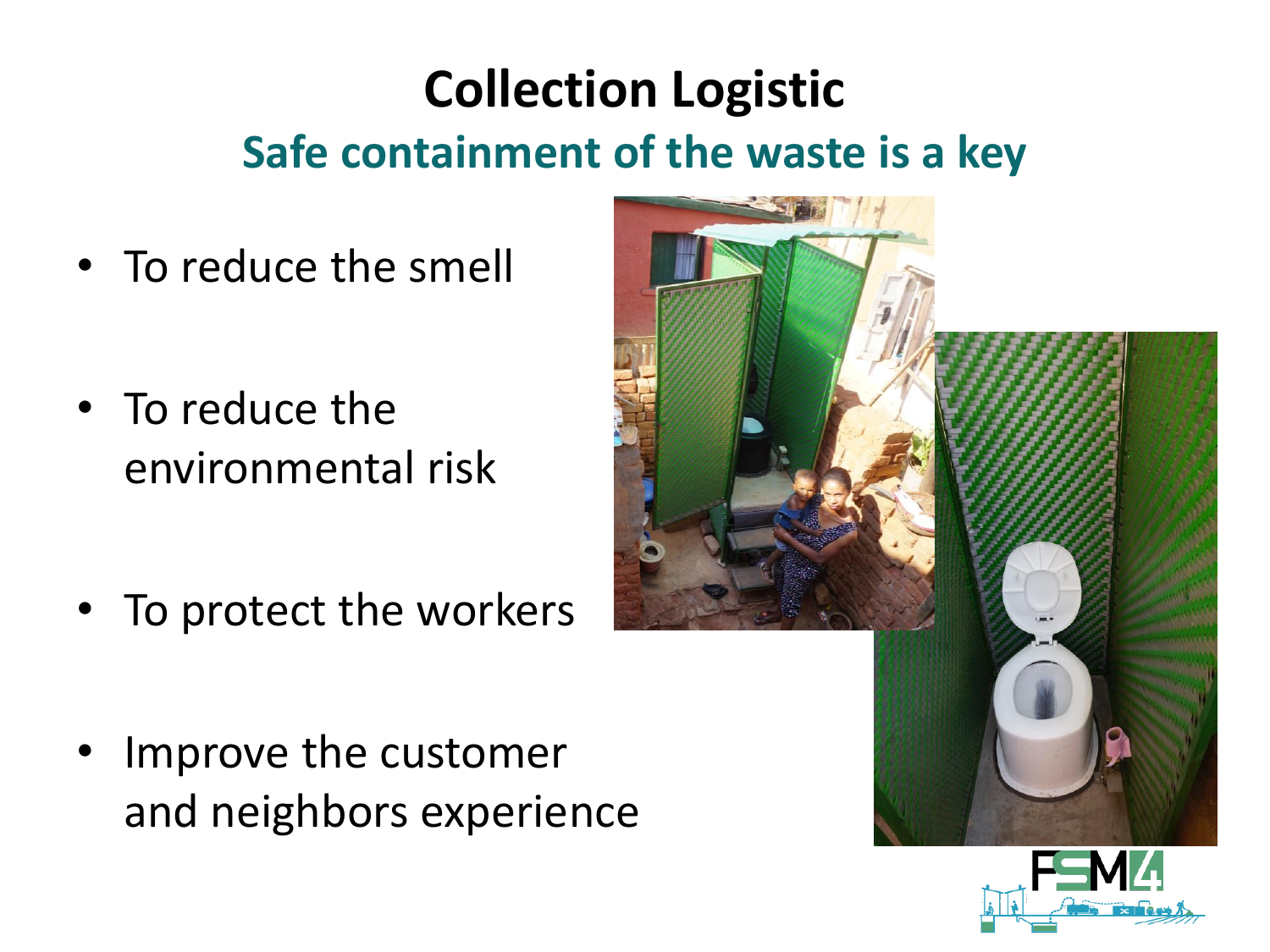# Collection Logistic

## Safe containment of the waste is a key

- To reduce the smell
- To reduce the environmental risk
- To protect the workers
- Improve the customer and neighbors experience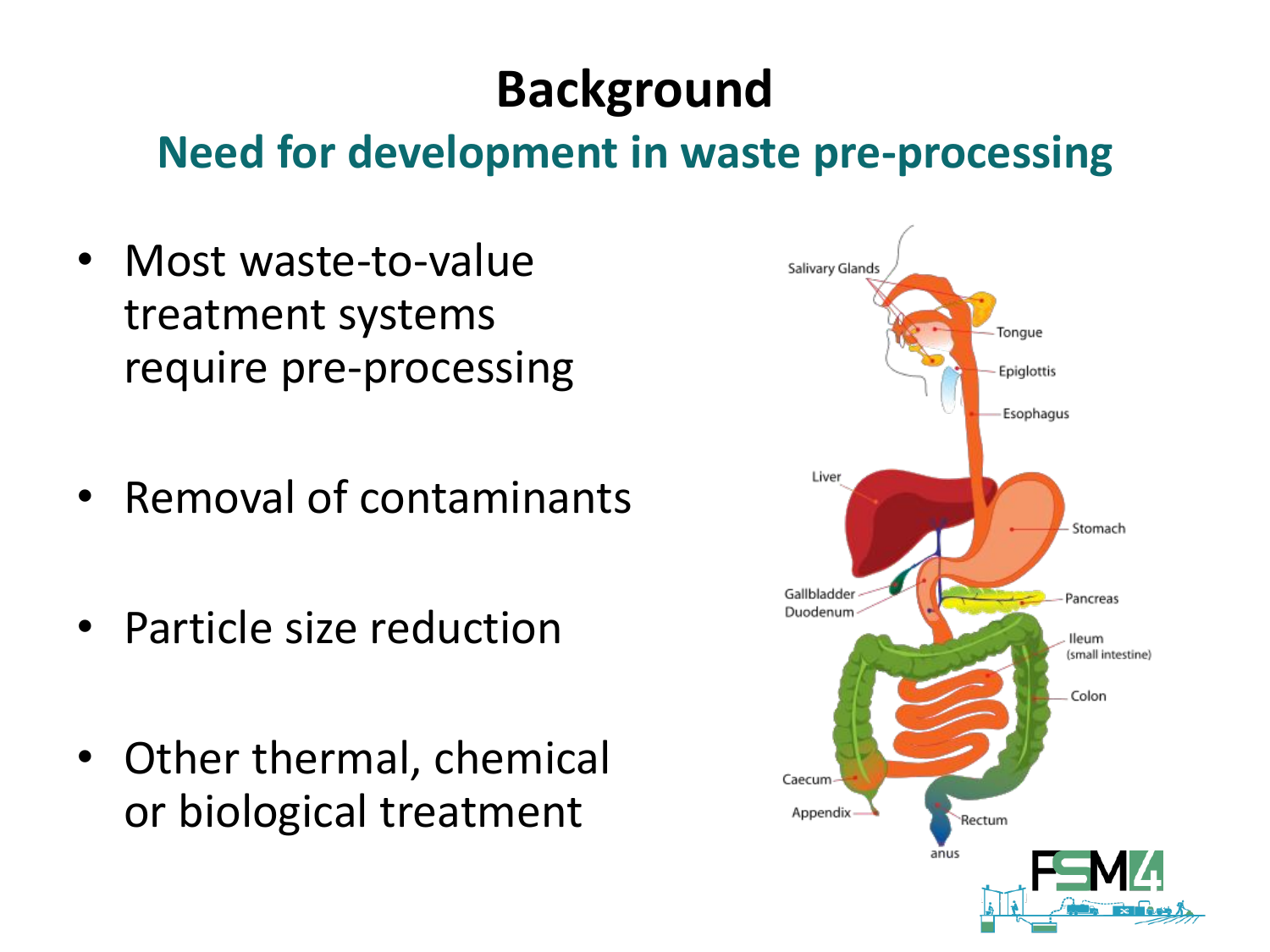# Background

## Need for development in waste pre-processing

- Most waste-to-value treatment systems require pre-processing
- Removal of contaminants
- Particle size reduction
- Other thermal, chemical or biological treatment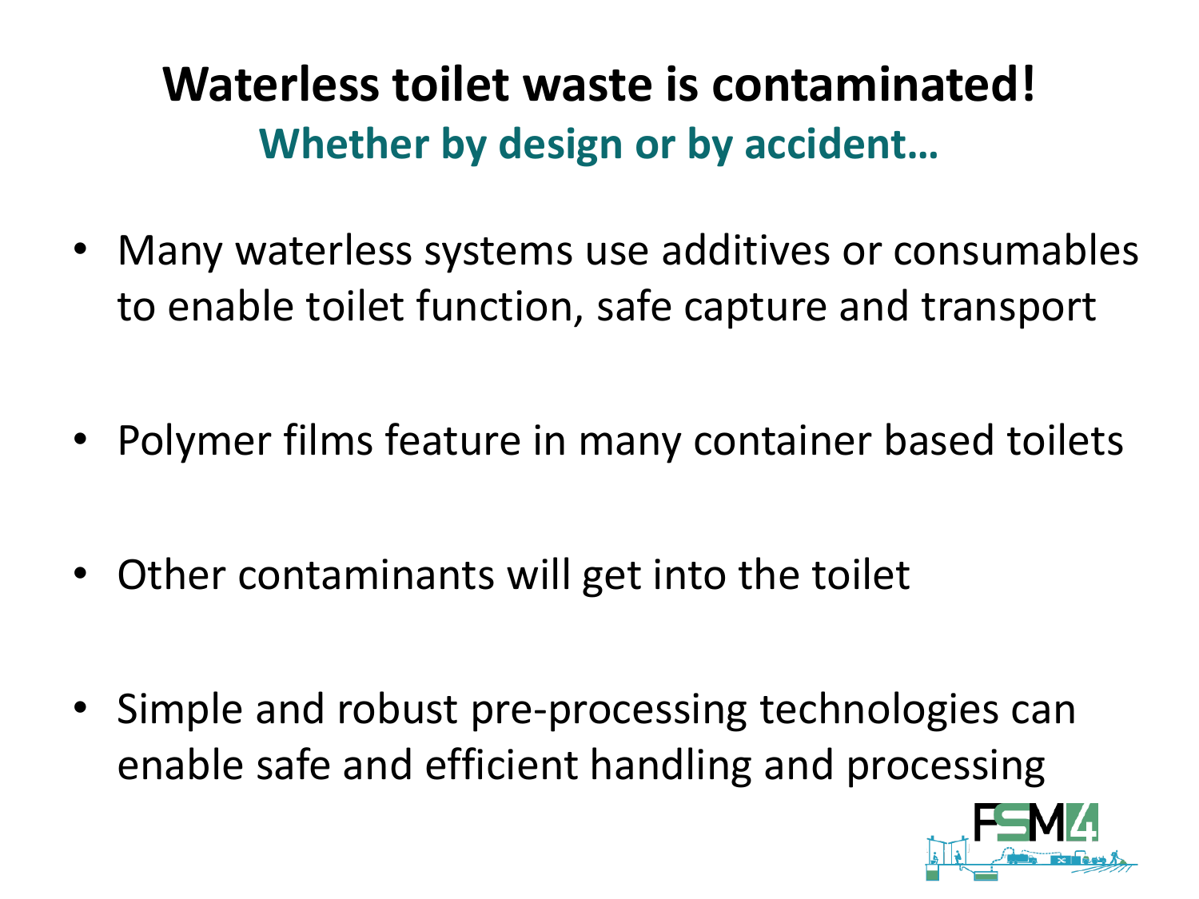# Waterless toilet waste is contaminated!

## Whether by design or by accident…

- Many waterless systems use additives or consumables to enable toilet function, safe capture and transport
- Polymer films feature in many container based toilets
- Other contaminants will get into the toilet
- Simple and robust pre-processing technologies can enable safe and efficient handling and processing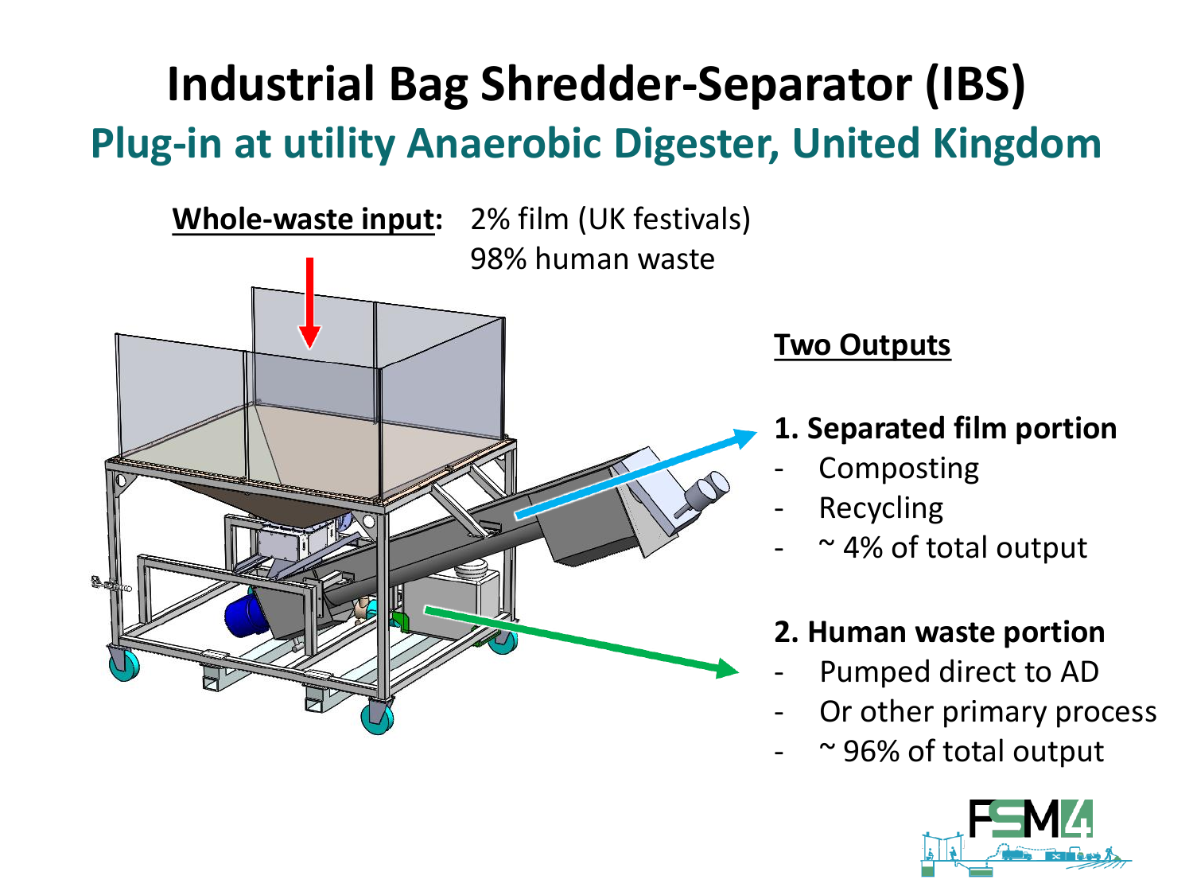# Industrial Bag Shredder-Separator (IBS)

## Plug-in at utility Anaerobic Digester, United Kingdom

**Whole-waste input:** 2% film (UK festivals)
98% human waste

**Two Outputs**

**1. Separated film portion**

- Composting
- Recycling
- ~ 4% of total output

**2. Human waste portion**

- Pumped direct to AD
- Or other primary process
- ~ 96% of total output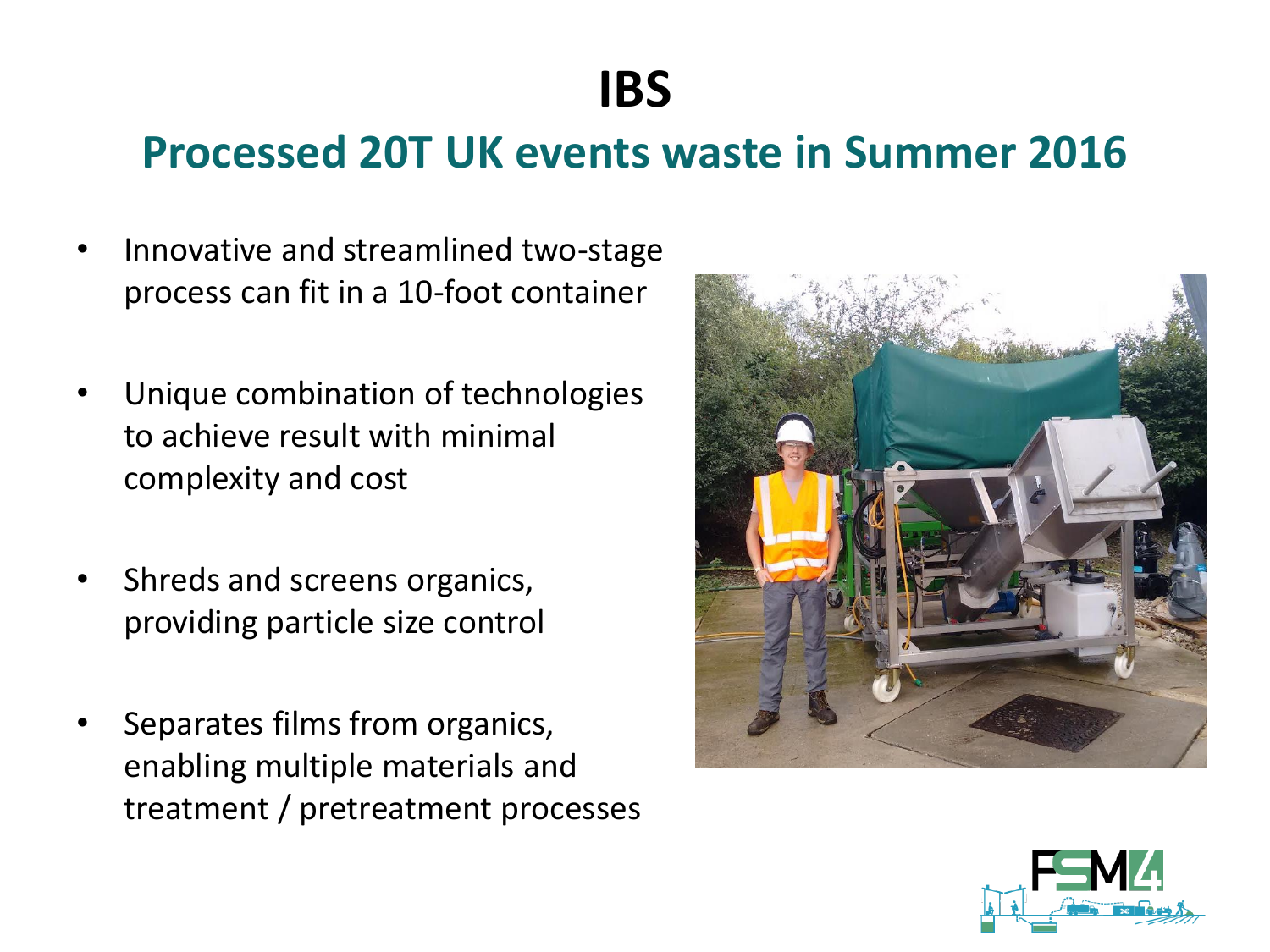# IBS

## Processed 20T UK events waste in Summer 2016

- Innovative and streamlined two-stage process can fit in a 10-foot container
- Unique combination of technologies to achieve result with minimal complexity and cost
- Shreds and screens organics, providing particle size control
- Separates films from organics, enabling multiple materials and treatment / pretreatment processes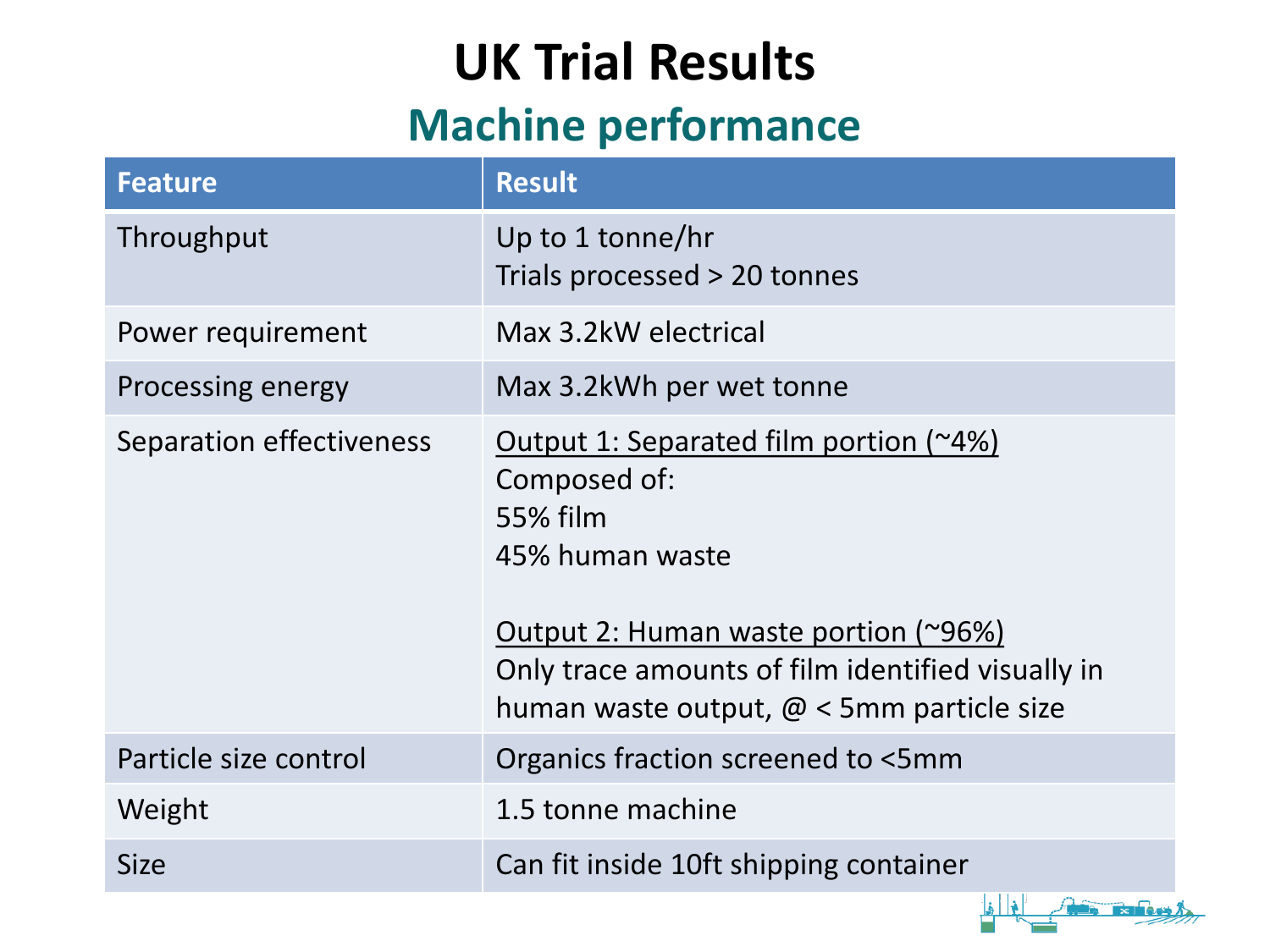# UK Trial Results

## Machine performance

| Feature | Result |
|---|---|
| Throughput | Up to 1 tonne/hr<br>Trials processed > 20 tonnes |
| Power requirement | Max 3.2kW electrical |
| Processing energy | Max 3.2kWh per wet tonne |
| Separation effectiveness | Output 1: Separated film portion (~4%)<br>Composed of:<br>55% film<br>45% human waste<br><br>Output 2: Human waste portion (~96%)<br>Only trace amounts of film identified visually in human waste output, @ < 5mm particle size |
| Particle size control | Organics fraction screened to <5mm |
| Weight | 1.5 tonne machine |
| Size | Can fit inside 10ft shipping container |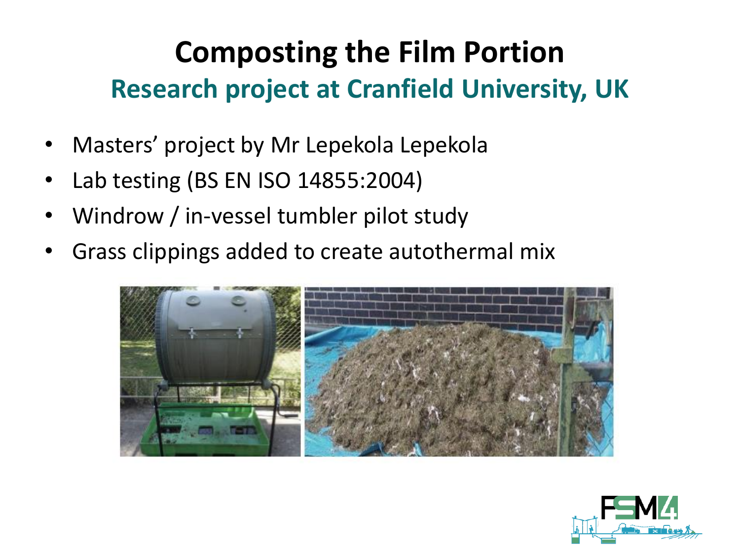# Composting the Film Portion

## Research project at Cranfield University, UK

- Masters' project by Mr Lepekola Lepekola
- Lab testing (BS EN ISO 14855:2004)
- Windrow / in-vessel tumbler pilot study
- Grass clippings added to create autothermal mix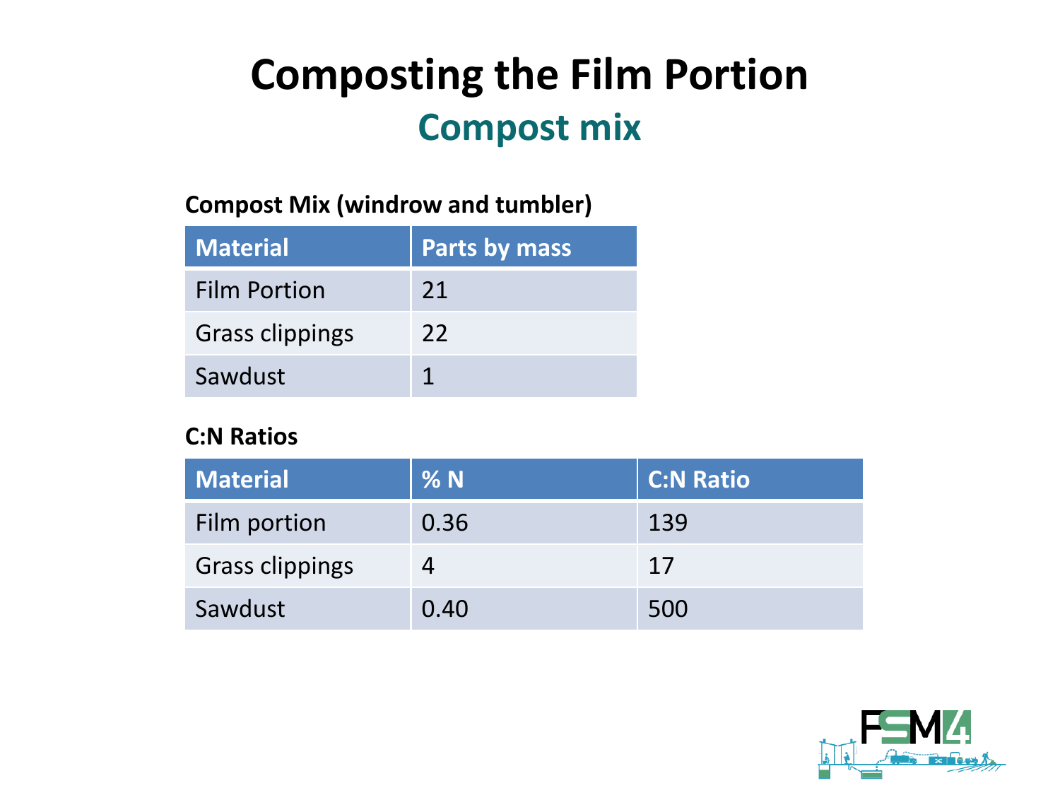# Composting the Film Portion

## Compost mix

**Compost Mix (windrow and tumbler)**

| Material | Parts by mass |
| --- | --- |
| Film Portion | 21 |
| Grass clippings | 22 |
| Sawdust | 1 |

**C:N Ratios**

| Material | % N | C:N Ratio |
| --- | --- | --- |
| Film portion | 0.36 | 139 |
| Grass clippings | 4 | 17 |
| Sawdust | 0.40 | 500 |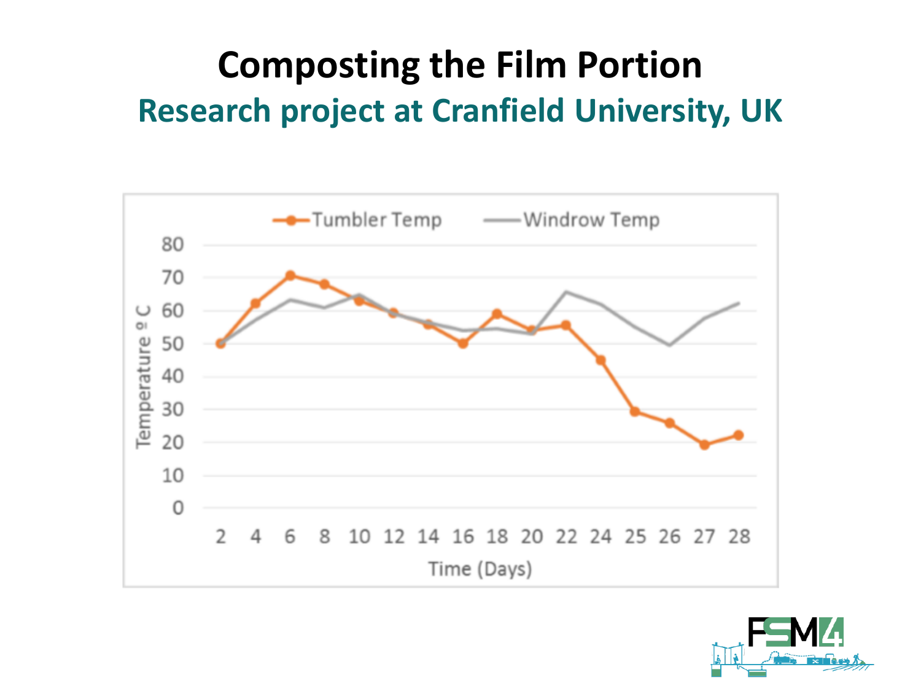# Composting the Film Portion

## Research project at Cranfield University, UK

| Time (Days) | 2 | 4 | 6 | 8 | 10 | 12 | 14 | 16 | 18 | 20 | 22 | 24 | 25 | 26 | 27 | 28 |
|---|---|---|---|---|---|---|---|---|---|---|---|---|---|---|---|---|
| Tumbler Temp (ºC) | 50 | 62 | 70.5 | 68 | 63 | 59.5 | 56 | 50 | 59 | 54 | 55.5 | 45 | 29.5 | 26 | 19.5 | 22.5 |
| Windrow Temp (ºC) | 50 | 57 | 63 | 61 | 65 | 59 | 56.5 | 54 | 55 | 53 | 66 | 62 | 55 | 49.5 | 58 | 62.5 |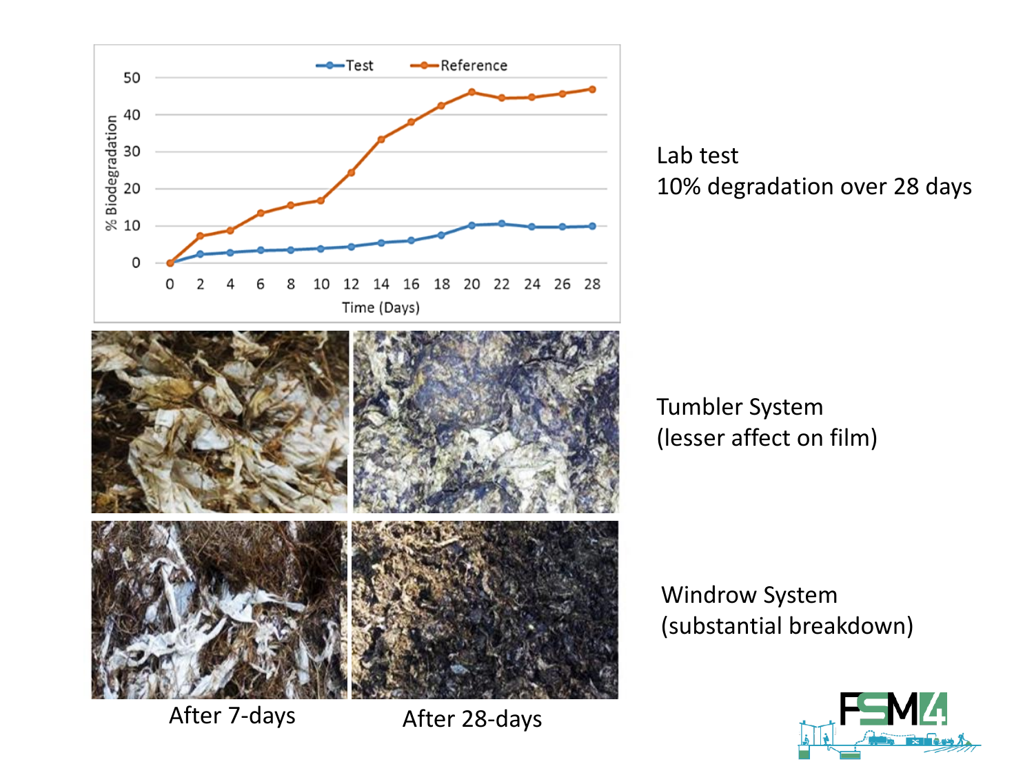Lab test
10% degradation over 28 days

Tumbler System
(lesser affect on film)

Windrow System
(substantial breakdown)

After 7-days

After 28-days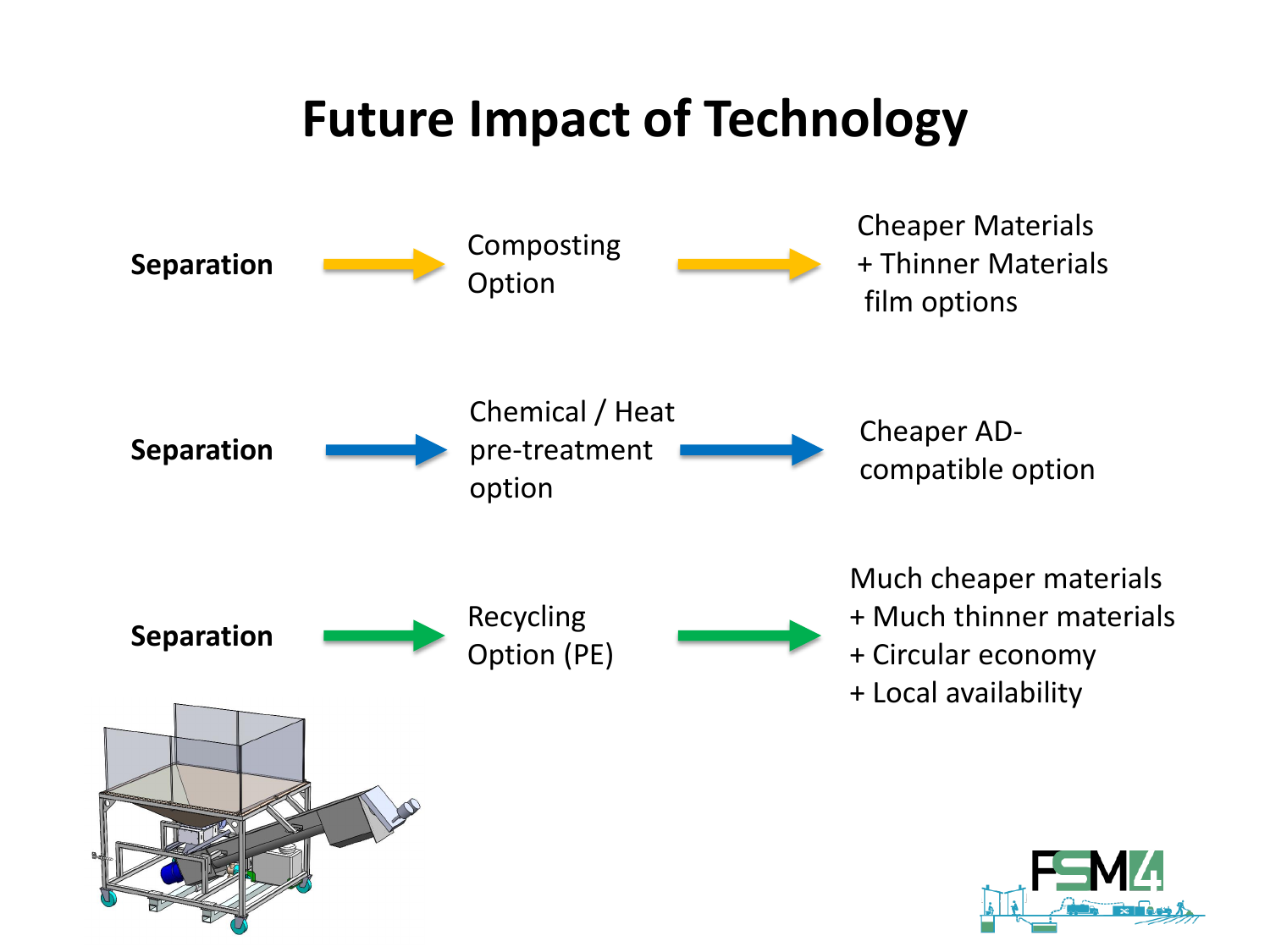# Future Impact of Technology

**Separation** → Composting Option → Cheaper Materials + Thinner Materials film options

**Separation** → Chemical / Heat pre-treatment option → Cheaper AD-compatible option

**Separation** → Recycling Option (PE) → Much cheaper materials + Much thinner materials + Circular economy + Local availability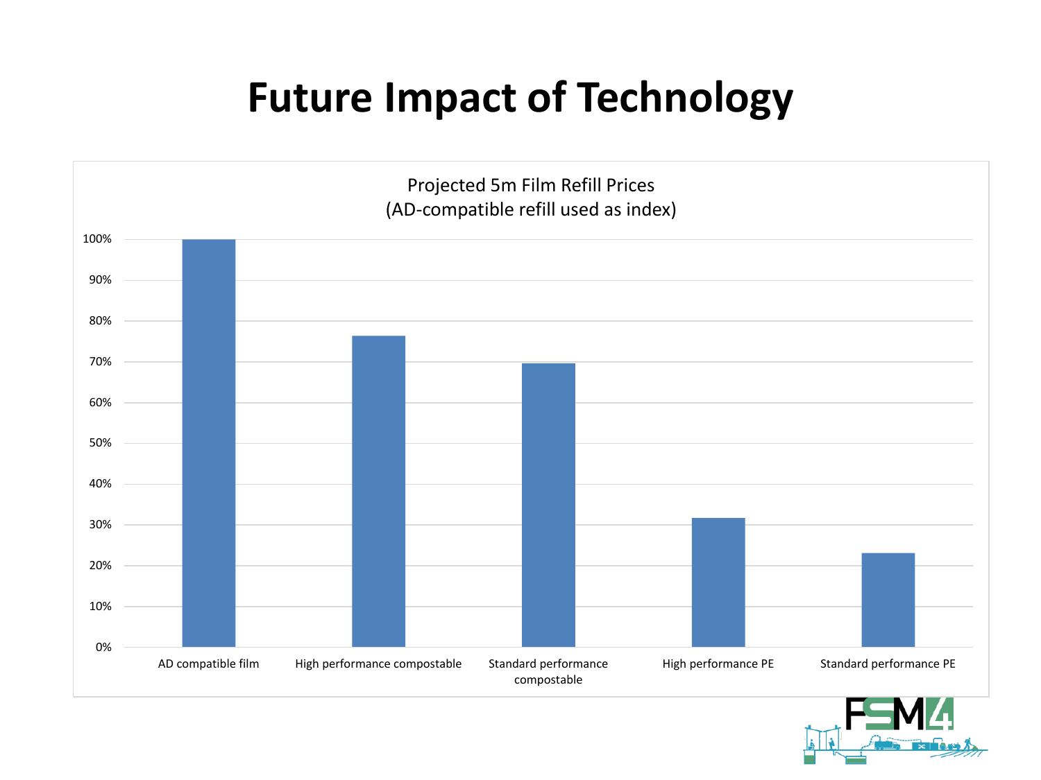# Future Impact of Technology

Projected 5m Film Refill Prices
(AD-compatible refill used as index)

100%
90%
80%
70%
60%
50%
40%
30%
20%
10%
0%

AD compatible film
High performance compostable
Standard performance compostable
High performance PE
Standard performance PE

FSM4